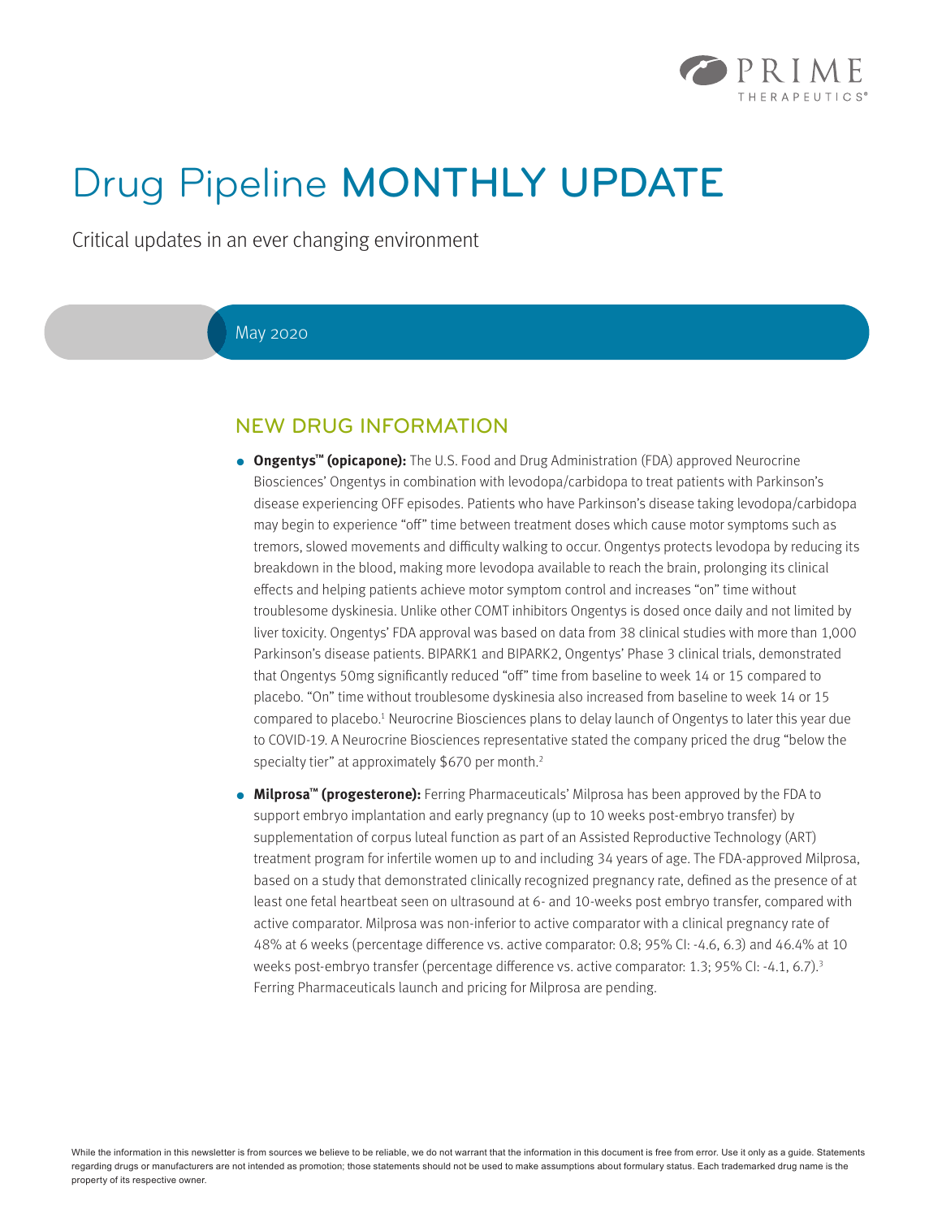# Drug Pipeline MONTHLY UPDATE

Critical updates in an ever changing environment

May 2020

## NEW DRUG INFORMATION

- **Ongentys™ (opicapone):** The U.S. Food and Drug Administration (FDA) approved Neurocrine Biosciences' Ongentys in combination with levodopa/carbidopa to treat patients with Parkinson's disease experiencing OFF episodes. Patients who have Parkinson's disease taking levodopa/carbidopa may begin to experience "off" time between treatment doses which cause motor symptoms such as tremors, slowed movements and difficulty walking to occur. Ongentys protects levodopa by reducing its breakdown in the blood, making more levodopa available to reach the brain, prolonging its clinical effects and helping patients achieve motor symptom control and increases "on" time without troublesome dyskinesia. Unlike other COMT inhibitors Ongentys is dosed once daily and not limited by liver toxicity. Ongentys' FDA approval was based on data from 38 clinical studies with more than 1,000 Parkinson's disease patients. BIPARK1 and BIPARK2, Ongentys' Phase 3 clinical trials, demonstrated that Ongentys 50mg significantly reduced "off" time from baseline to week 14 or 15 compared to placebo. "On" time without troublesome dyskinesia also increased from baseline to week 14 or 15 compared to placebo.[1] Neurocrine Biosciences plans to delay launch of Ongentys to later this year due to COVID-19. A Neurocrine Biosciences representative stated the company priced the drug "below the specialty tier" at approximately $670 per month.[2]

- **Milprosa™ (progesterone):** Ferring Pharmaceuticals' Milprosa has been approved by the FDA to support embryo implantation and early pregnancy (up to 10 weeks post-embryo transfer) by supplementation of corpus luteal function as part of an Assisted Reproductive Technology (ART) treatment program for infertile women up to and including 34 years of age. The FDA-approved Milprosa, based on a study that demonstrated clinically recognized pregnancy rate, defined as the presence of at least one fetal heartbeat seen on ultrasound at 6- and 10-weeks post embryo transfer, compared with active comparator. Milprosa was non-inferior to active comparator with a clinical pregnancy rate of 48% at 6 weeks (percentage difference vs. active comparator: 0.8; 95% CI: -4.6, 6.3) and 46.4% at 10 weeks post-embryo transfer (percentage difference vs. active comparator: 1.3; 95% CI: -4.1, 6.7).[3] Ferring Pharmaceuticals launch and pricing for Milprosa are pending.

While the information in this newsletter is from sources we believe to be reliable, we do not warrant that the information in this document is free from error. Use it only as a guide. Statements regarding drugs or manufacturers are not intended as promotion; those statements should not be used to make assumptions about formulary status. Each trademarked drug name is the property of its respective owner.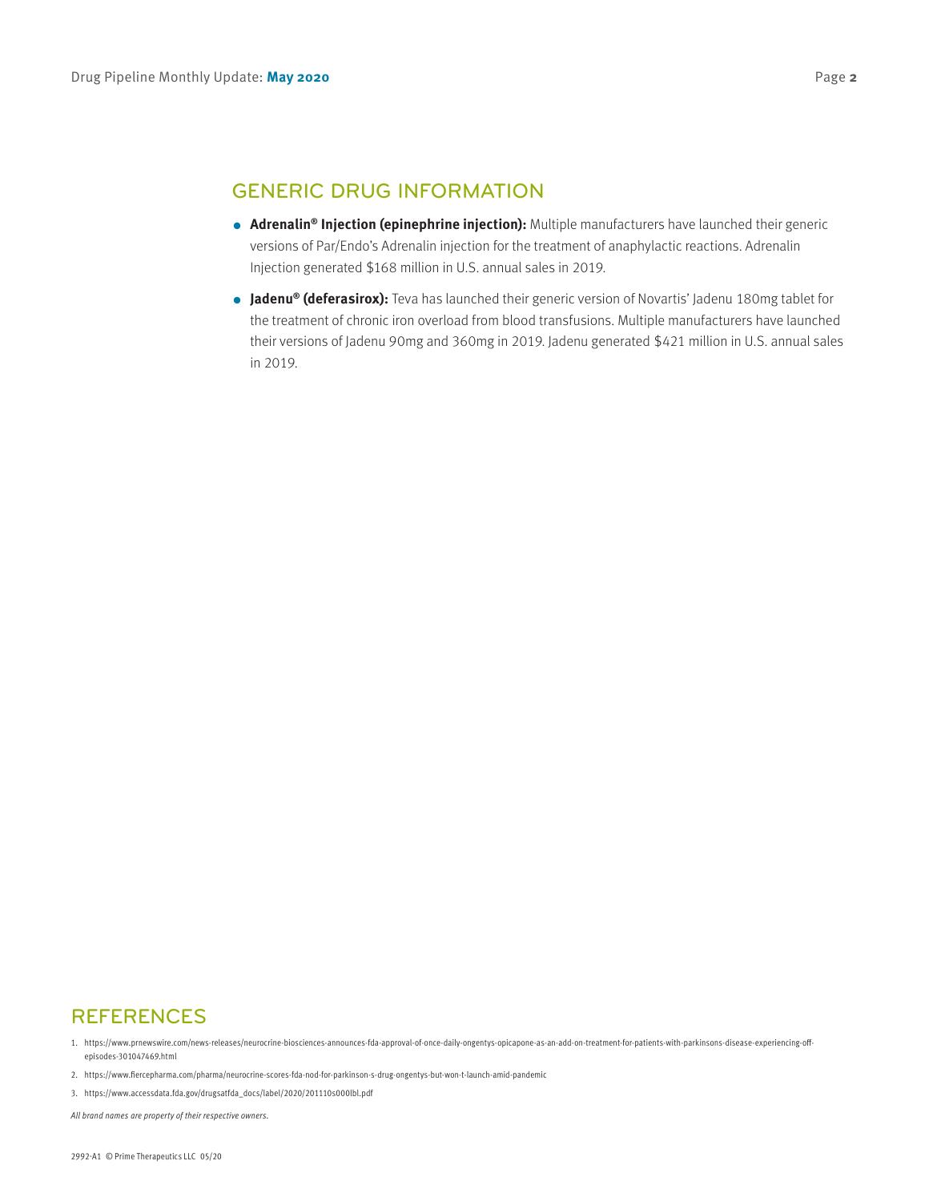## GENERIC DRUG INFORMATION

- **Adrenalin® Injection (epinephrine injection):** Multiple manufacturers have launched their generic versions of Par/Endo's Adrenalin injection for the treatment of anaphylactic reactions. Adrenalin Injection generated $168 million in U.S. annual sales in 2019.
- **Jadenu® (deferasirox):** Teva has launched their generic version of Novartis' Jadenu 180mg tablet for the treatment of chronic iron overload from blood transfusions. Multiple manufacturers have launched their versions of Jadenu 90mg and 360mg in 2019. Jadenu generated $421 million in U.S. annual sales in 2019.

## REFERENCES

1. https://www.prnewswire.com/news-releases/neurocrine-biosciences-announces-fda-approval-of-once-daily-ongentys-opicapone-as-an-add-on-treatment-for-patients-with-parkinsons-disease-experiencing-off-episodes-301047469.html
2. https://www.fiercepharma.com/pharma/neurocrine-scores-fda-nod-for-parkinson-s-drug-ongentys-but-won-t-launch-amid-pandemic
3. https://www.accessdata.fda.gov/drugsatfda_docs/label/2020/201110s000lbl.pdf

*All brand names are property of their respective owners.*

2992-A1 © Prime Therapeutics LLC 05/20